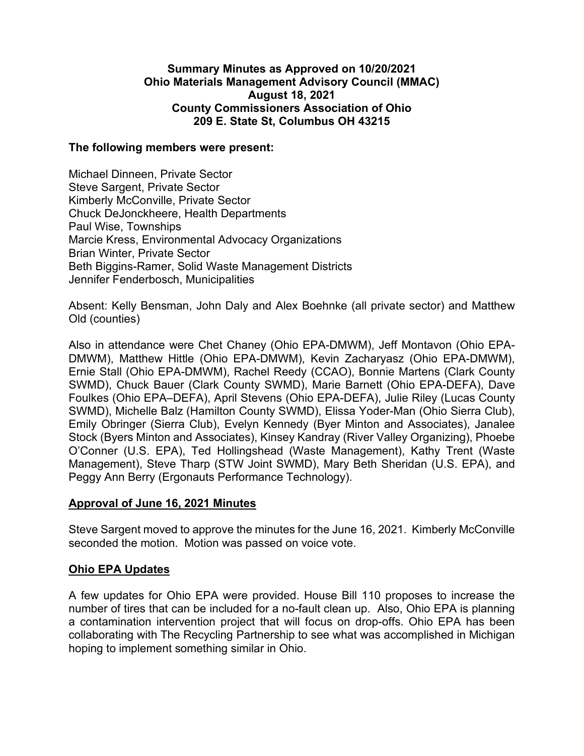**Summary Minutes as Approved on 10/20/2021**
**Ohio Materials Management Advisory Council (MMAC)**
**August 18, 2021**
**County Commissioners Association of Ohio**
**209 E. State St, Columbus OH 43215**

**The following members were present:**

Michael Dinneen, Private Sector
Steve Sargent, Private Sector
Kimberly McConville, Private Sector
Chuck DeJonckheere, Health Departments
Paul Wise, Townships
Marcie Kress, Environmental Advocacy Organizations
Brian Winter, Private Sector
Beth Biggins-Ramer, Solid Waste Management Districts
Jennifer Fenderbosch, Municipalities

Absent: Kelly Bensman, John Daly and Alex Boehnke (all private sector) and Matthew Old (counties)

Also in attendance were Chet Chaney (Ohio EPA-DMWM), Jeff Montavon (Ohio EPA-DMWM), Matthew Hittle (Ohio EPA-DMWM), Kevin Zacharyasz (Ohio EPA-DMWM), Ernie Stall (Ohio EPA-DMWM), Rachel Reedy (CCAO), Bonnie Martens (Clark County SWMD), Chuck Bauer (Clark County SWMD), Marie Barnett (Ohio EPA-DEFA), Dave Foulkes (Ohio EPA–DEFA), April Stevens (Ohio EPA-DEFA), Julie Riley (Lucas County SWMD), Michelle Balz (Hamilton County SWMD), Elissa Yoder-Man (Ohio Sierra Club), Emily Obringer (Sierra Club), Evelyn Kennedy (Byer Minton and Associates), Janalee Stock (Byers Minton and Associates), Kinsey Kandray (River Valley Organizing), Phoebe O'Conner (U.S. EPA), Ted Hollingshead (Waste Management), Kathy Trent (Waste Management), Steve Tharp (STW Joint SWMD), Mary Beth Sheridan (U.S. EPA), and Peggy Ann Berry (Ergonauts Performance Technology).

## Approval of June 16, 2021 Minutes

Steve Sargent moved to approve the minutes for the June 16, 2021. Kimberly McConville seconded the motion. Motion was passed on voice vote.

## Ohio EPA Updates

A few updates for Ohio EPA were provided. House Bill 110 proposes to increase the number of tires that can be included for a no-fault clean up. Also, Ohio EPA is planning a contamination intervention project that will focus on drop-offs. Ohio EPA has been collaborating with The Recycling Partnership to see what was accomplished in Michigan hoping to implement something similar in Ohio.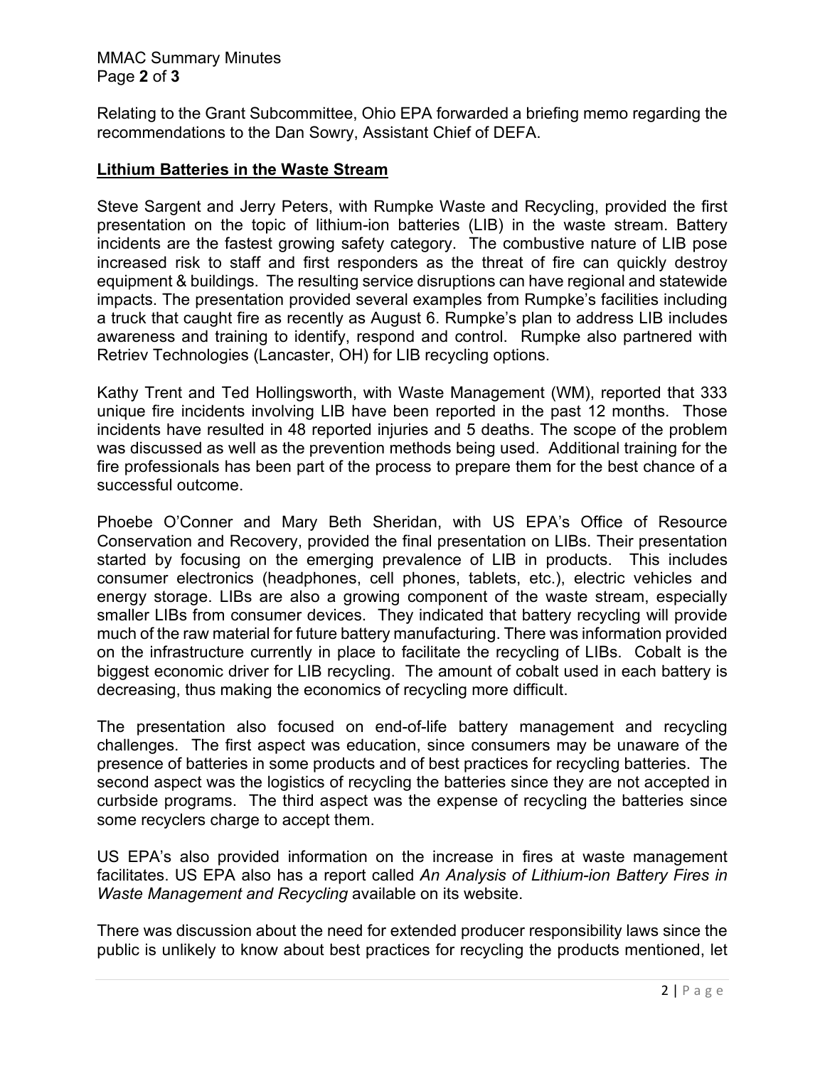Relating to the Grant Subcommittee, Ohio EPA forwarded a briefing memo regarding the recommendations to the Dan Sowry, Assistant Chief of DEFA.

## Lithium Batteries in the Waste Stream

Steve Sargent and Jerry Peters, with Rumpke Waste and Recycling, provided the first presentation on the topic of lithium-ion batteries (LIB) in the waste stream. Battery incidents are the fastest growing safety category. The combustive nature of LIB pose increased risk to staff and first responders as the threat of fire can quickly destroy equipment & buildings. The resulting service disruptions can have regional and statewide impacts. The presentation provided several examples from Rumpke's facilities including a truck that caught fire as recently as August 6. Rumpke's plan to address LIB includes awareness and training to identify, respond and control. Rumpke also partnered with Retriev Technologies (Lancaster, OH) for LIB recycling options.

Kathy Trent and Ted Hollingsworth, with Waste Management (WM), reported that 333 unique fire incidents involving LIB have been reported in the past 12 months. Those incidents have resulted in 48 reported injuries and 5 deaths. The scope of the problem was discussed as well as the prevention methods being used. Additional training for the fire professionals has been part of the process to prepare them for the best chance of a successful outcome.

Phoebe O'Conner and Mary Beth Sheridan, with US EPA's Office of Resource Conservation and Recovery, provided the final presentation on LIBs. Their presentation started by focusing on the emerging prevalence of LIB in products. This includes consumer electronics (headphones, cell phones, tablets, etc.), electric vehicles and energy storage. LIBs are also a growing component of the waste stream, especially smaller LIBs from consumer devices. They indicated that battery recycling will provide much of the raw material for future battery manufacturing. There was information provided on the infrastructure currently in place to facilitate the recycling of LIBs. Cobalt is the biggest economic driver for LIB recycling. The amount of cobalt used in each battery is decreasing, thus making the economics of recycling more difficult.

The presentation also focused on end-of-life battery management and recycling challenges. The first aspect was education, since consumers may be unaware of the presence of batteries in some products and of best practices for recycling batteries. The second aspect was the logistics of recycling the batteries since they are not accepted in curbside programs. The third aspect was the expense of recycling the batteries since some recyclers charge to accept them.

US EPA's also provided information on the increase in fires at waste management facilitates. US EPA also has a report called *An Analysis of Lithium-ion Battery Fires in Waste Management and Recycling* available on its website.

There was discussion about the need for extended producer responsibility laws since the public is unlikely to know about best practices for recycling the products mentioned, let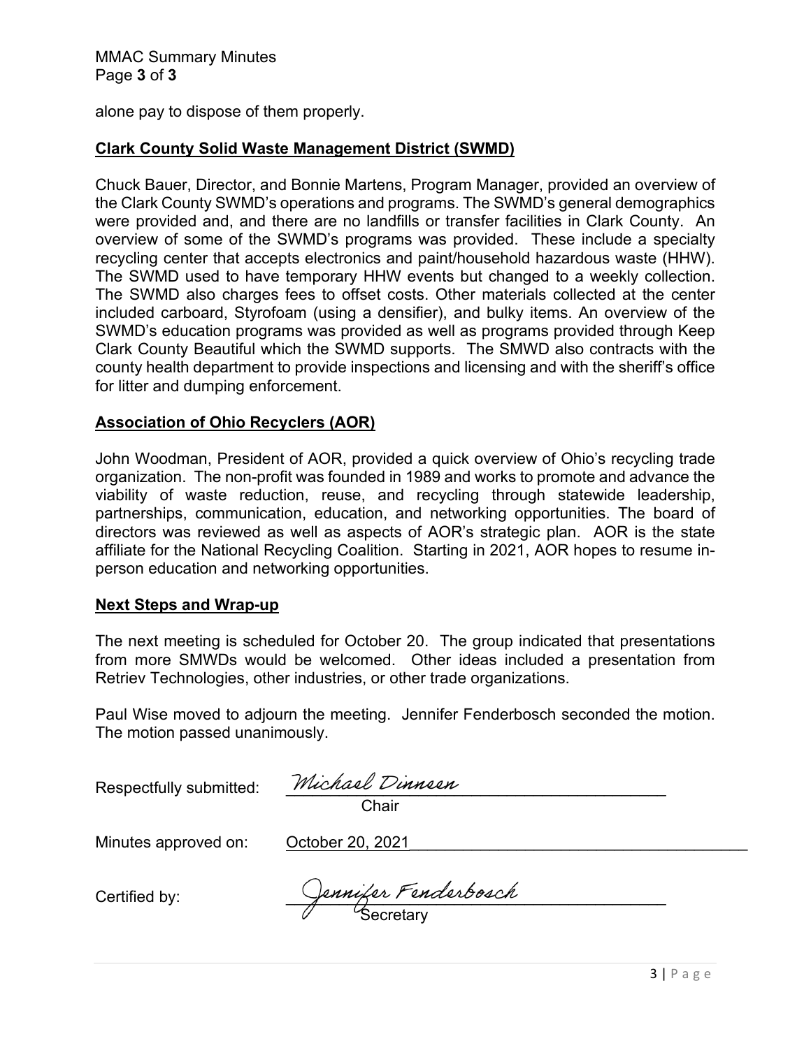alone pay to dispose of them properly.

## Clark County Solid Waste Management District (SWMD)

Chuck Bauer, Director, and Bonnie Martens, Program Manager, provided an overview of the Clark County SWMD's operations and programs. The SWMD's general demographics were provided and, and there are no landfills or transfer facilities in Clark County. An overview of some of the SWMD's programs was provided. These include a specialty recycling center that accepts electronics and paint/household hazardous waste (HHW). The SWMD used to have temporary HHW events but changed to a weekly collection. The SWMD also charges fees to offset costs. Other materials collected at the center included carboard, Styrofoam (using a densifier), and bulky items. An overview of the SWMD's education programs was provided as well as programs provided through Keep Clark County Beautiful which the SWMD supports. The SMWD also contracts with the county health department to provide inspections and licensing and with the sheriff's office for litter and dumping enforcement.

## Association of Ohio Recyclers (AOR)

John Woodman, President of AOR, provided a quick overview of Ohio's recycling trade organization. The non-profit was founded in 1989 and works to promote and advance the viability of waste reduction, reuse, and recycling through statewide leadership, partnerships, communication, education, and networking opportunities. The board of directors was reviewed as well as aspects of AOR's strategic plan. AOR is the state affiliate for the National Recycling Coalition. Starting in 2021, AOR hopes to resume in-person education and networking opportunities.

## Next Steps and Wrap-up

The next meeting is scheduled for October 20. The group indicated that presentations from more SMWDs would be welcomed. Other ideas included a presentation from Retriev Technologies, other industries, or other trade organizations.

Paul Wise moved to adjourn the meeting. Jennifer Fenderbosch seconded the motion. The motion passed unanimously.

Respectfully submitted: *Michael Dinneen*
Chair

Minutes approved on: October 20, 2021

Certified by: *Jennifer Fenderbosch*
Secretary